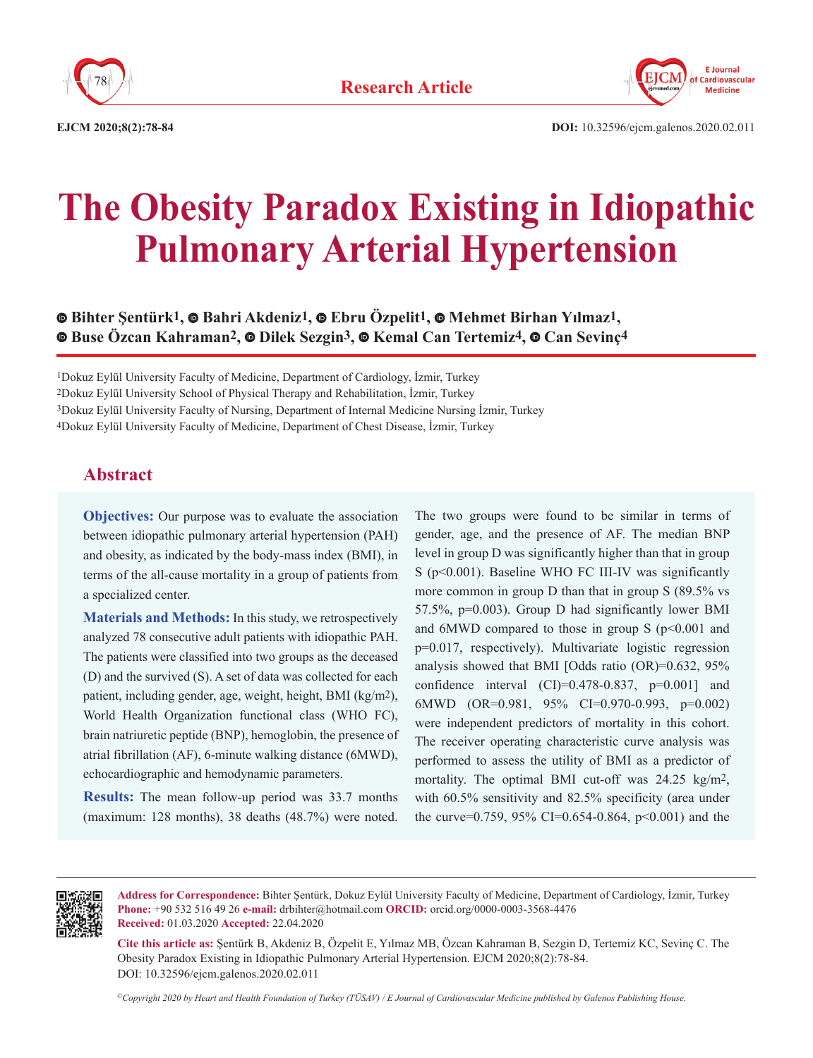Research Article

# The Obesity Paradox Existing in Idiopathic Pulmonary Arterial Hypertension

**Bihter Şentürk[1], Bahri Akdeniz[1], Ebru Özpelit[1], Mehmet Birhan Yılmaz[1], Buse Özcan Kahraman[2], Dilek Sezgin[3], Kemal Can Tertemiz[4], Can Sevinç[4]**

[1]Dokuz Eylül University Faculty of Medicine, Department of Cardiology, İzmir, Turkey
[2]Dokuz Eylül University School of Physical Therapy and Rehabilitation, İzmir, Turkey
[3]Dokuz Eylül University Faculty of Nursing, Department of Internal Medicine Nursing İzmir, Turkey
[4]Dokuz Eylül University Faculty of Medicine, Department of Chest Disease, İzmir, Turkey

## Abstract

**Objectives:** Our purpose was to evaluate the association between idiopathic pulmonary arterial hypertension (PAH) and obesity, as indicated by the body-mass index (BMI), in terms of the all-cause mortality in a group of patients from a specialized center.

**Materials and Methods:** In this study, we retrospectively analyzed 78 consecutive adult patients with idiopathic PAH. The patients were classified into two groups as the deceased (D) and the survived (S). A set of data was collected for each patient, including gender, age, weight, height, BMI (kg/m$^2$), World Health Organization functional class (WHO FC), brain natriuretic peptide (BNP), hemoglobin, the presence of atrial fibrillation (AF), 6-minute walking distance (6MWD), echocardiographic and hemodynamic parameters.

**Results:** The mean follow-up period was 33.7 months (maximum: 128 months), 38 deaths (48.7%) were noted. The two groups were found to be similar in terms of gender, age, and the presence of AF. The median BNP level in group D was significantly higher than that in group S ($p<0.001$). Baseline WHO FC III-IV was significantly more common in group D than that in group S (89.5% vs 57.5%, $p=0.003$). Group D had significantly lower BMI and 6MWD compared to those in group S ($p<0.001$ and $p=0.017$, respectively). Multivariate logistic regression analysis showed that BMI [Odds ratio (OR)=0.632, 95% confidence interval (CI)=0.478-0.837, $p=0.001$] and 6MWD (OR=0.981, 95% CI=0.970-0.993, $p=0.002$) were independent predictors of mortality in this cohort. The receiver operating characteristic curve analysis was performed to assess the utility of BMI as a predictor of mortality. The optimal BMI cut-off was 24.25 kg/m$^2$, with 60.5% sensitivity and 82.5% specificity (area under the curve=0.759, 95% CI=0.654-0.864, $p<0.001$) and the

**Address for Correspondence:** Bihter Şentürk, Dokuz Eylül University Faculty of Medicine, Department of Cardiology, İzmir, Turkey
**Phone:** +90 532 516 49 26 **e-mail:** drbihter@hotmail.com **ORCID:** orcid.org/0000-0003-3568-4476
**Received:** 01.03.2020 **Accepted:** 22.04.2020

**Cite this article as:** Şentürk B, Akdeniz B, Özpelit E, Yılmaz MB, Özcan Kahraman B, Sezgin D, Tertemiz KC, Sevinç C. The Obesity Paradox Existing in Idiopathic Pulmonary Arterial Hypertension. EJCM 2020;8(2):78-84.
DOI: 10.32596/ejcm.galenos.2020.02.011

*©Copyright 2020 by Heart and Health Foundation of Turkey (TÜSAV) / E Journal of Cardiovascular Medicine published by Galenos Publishing House.*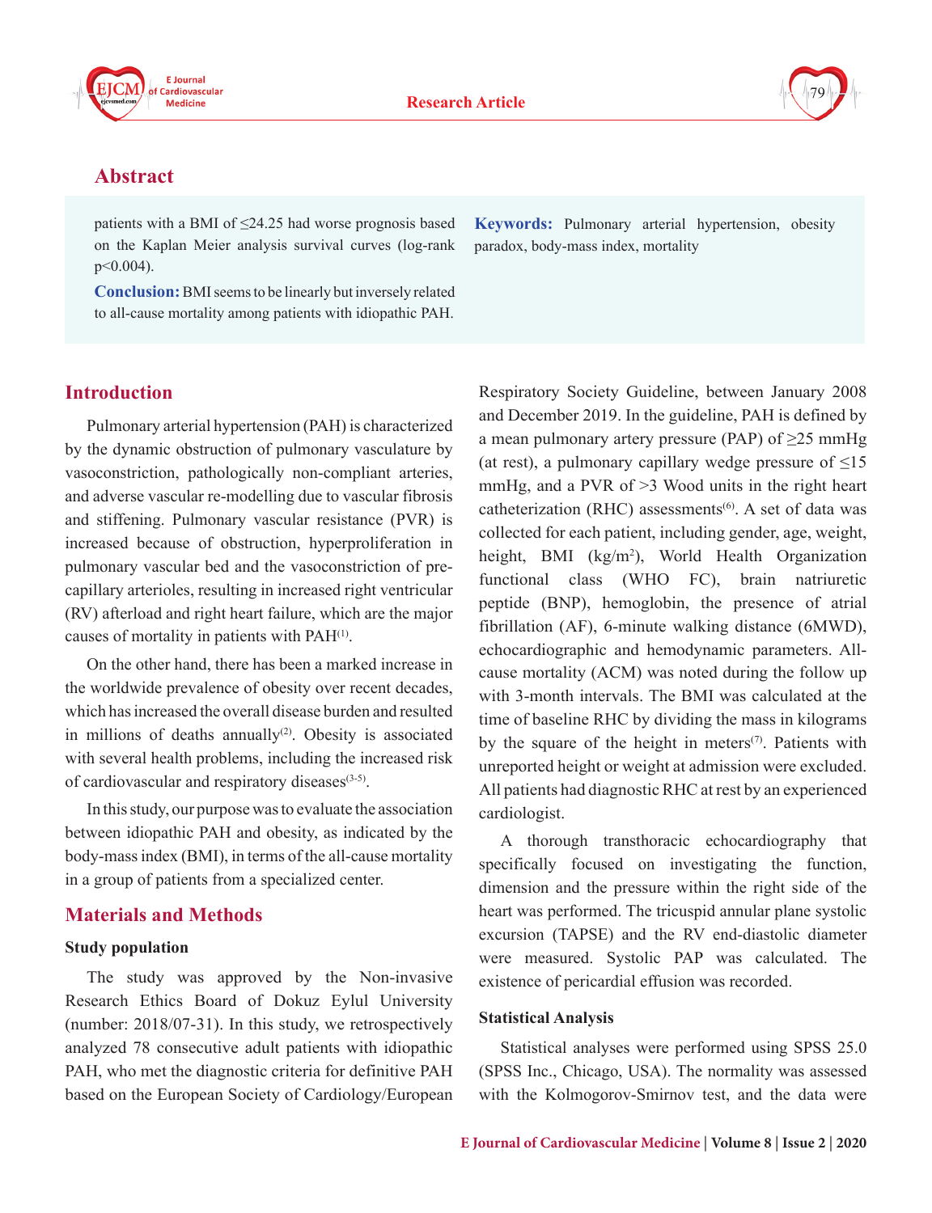## Abstract

patients with a BMI of ≤24.25 had worse prognosis based on the Kaplan Meier analysis survival curves (log-rank p<0.004).

**Conclusion:** BMI seems to be linearly but inversely related to all-cause mortality among patients with idiopathic PAH.

**Keywords:** Pulmonary arterial hypertension, obesity paradox, body-mass index, mortality

## Introduction

Pulmonary arterial hypertension (PAH) is characterized by the dynamic obstruction of pulmonary vasculature by vasoconstriction, pathologically non-compliant arteries, and adverse vascular re-modelling due to vascular fibrosis and stiffening. Pulmonary vascular resistance (PVR) is increased because of obstruction, hyperproliferation in pulmonary vascular bed and the vasoconstriction of pre-capillary arterioles, resulting in increased right ventricular (RV) afterload and right heart failure, which are the major causes of mortality in patients with PAH[1].

On the other hand, there has been a marked increase in the worldwide prevalence of obesity over recent decades, which has increased the overall disease burden and resulted in millions of deaths annually[2]. Obesity is associated with several health problems, including the increased risk of cardiovascular and respiratory diseases[3-5].

In this study, our purpose was to evaluate the association between idiopathic PAH and obesity, as indicated by the body-mass index (BMI), in terms of the all-cause mortality in a group of patients from a specialized center.

## Materials and Methods

### Study population

The study was approved by the Non-invasive Research Ethics Board of Dokuz Eylul University (number: 2018/07-31). In this study, we retrospectively analyzed 78 consecutive adult patients with idiopathic PAH, who met the diagnostic criteria for definitive PAH based on the European Society of Cardiology/European Respiratory Society Guideline, between January 2008 and December 2019. In the guideline, PAH is defined by a mean pulmonary artery pressure (PAP) of ≥25 mmHg (at rest), a pulmonary capillary wedge pressure of ≤15 mmHg, and a PVR of >3 Wood units in the right heart catheterization (RHC) assessments[6]. A set of data was collected for each patient, including gender, age, weight, height, BMI (kg/m$^2$), World Health Organization functional class (WHO FC), brain natriuretic peptide (BNP), hemoglobin, the presence of atrial fibrillation (AF), 6-minute walking distance (6MWD), echocardiographic and hemodynamic parameters. All-cause mortality (ACM) was noted during the follow up with 3-month intervals. The BMI was calculated at the time of baseline RHC by dividing the mass in kilograms by the square of the height in meters[7]. Patients with unreported height or weight at admission were excluded. All patients had diagnostic RHC at rest by an experienced cardiologist.

A thorough transthoracic echocardiography that specifically focused on investigating the function, dimension and the pressure within the right side of the heart was performed. The tricuspid annular plane systolic excursion (TAPSE) and the RV end-diastolic diameter were measured. Systolic PAP was calculated. The existence of pericardial effusion was recorded.

### Statistical Analysis

Statistical analyses were performed using SPSS 25.0 (SPSS Inc., Chicago, USA). The normality was assessed with the Kolmogorov-Smirnov test, and the data were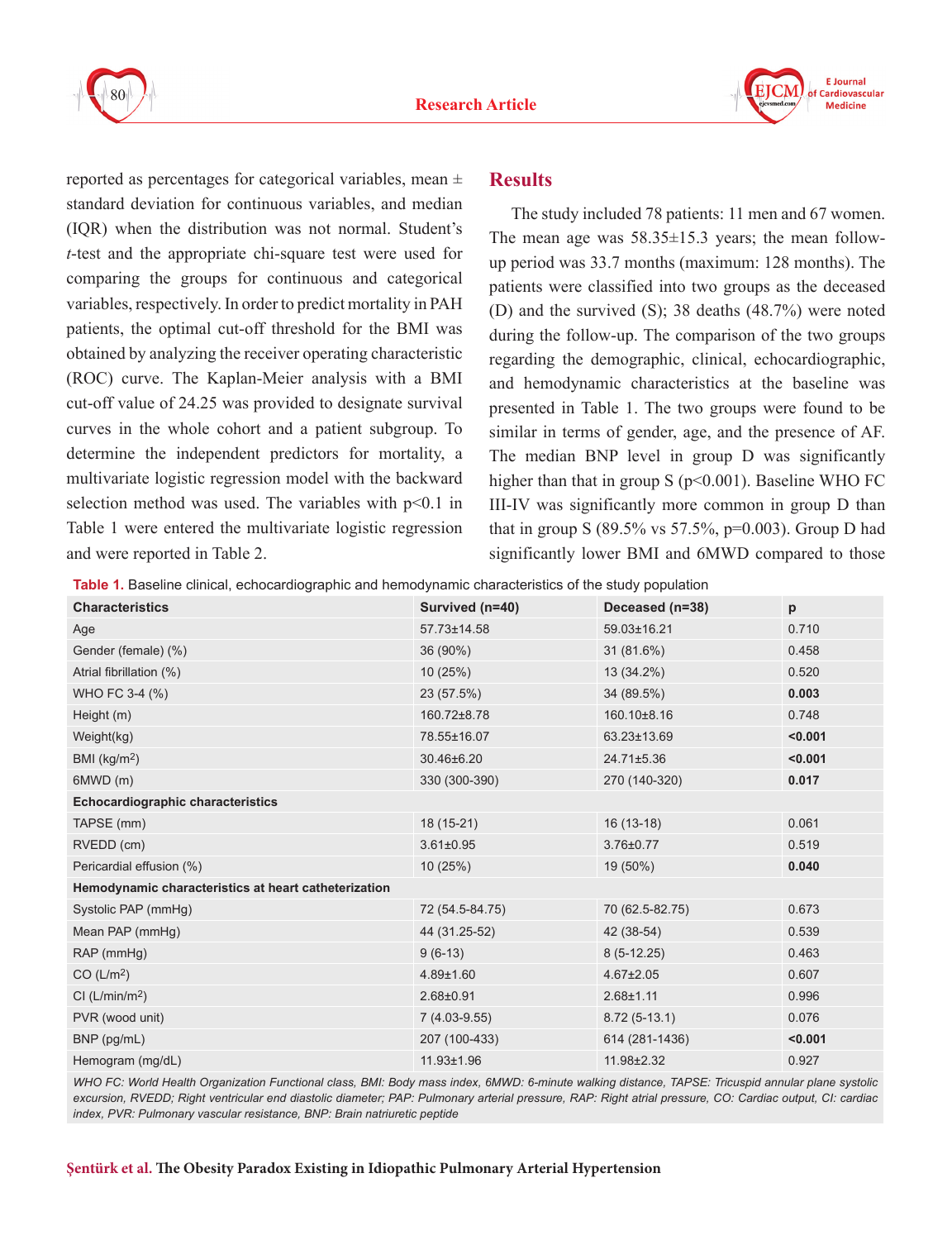reported as percentages for categorical variables, mean ± standard deviation for continuous variables, and median (IQR) when the distribution was not normal. Student's *t*-test and the appropriate chi-square test were used for comparing the groups for continuous and categorical variables, respectively. In order to predict mortality in PAH patients, the optimal cut-off threshold for the BMI was obtained by analyzing the receiver operating characteristic (ROC) curve. The Kaplan-Meier analysis with a BMI cut-off value of 24.25 was provided to designate survival curves in the whole cohort and a patient subgroup. To determine the independent predictors for mortality, a multivariate logistic regression model with the backward selection method was used. The variables with $p<0.1$ in Table 1 were entered the multivariate logistic regression and were reported in Table 2.

## Results

The study included 78 patients: 11 men and 67 women. The mean age was 58.35±15.3 years; the mean follow-up period was 33.7 months (maximum: 128 months). The patients were classified into two groups as the deceased (D) and the survived (S); 38 deaths (48.7%) were noted during the follow-up. The comparison of the two groups regarding the demographic, clinical, echocardiographic, and hemodynamic characteristics at the baseline was presented in Table 1. The two groups were found to be similar in terms of gender, age, and the presence of AF. The median BNP level in group D was significantly higher than that in group S ($p<0.001$). Baseline WHO FC III-IV was significantly more common in group D than that in group S (89.5% vs 57.5%, $p=0.003$). Group D had significantly lower BMI and 6MWD compared to those

**Table 1.** Baseline clinical, echocardiographic and hemodynamic characteristics of the study population

| Characteristics | Survived (n=40) | Deceased (n=38) | p |
|---|---|---|---|
| Age | 57.73±14.58 | 59.03±16.21 | 0.710 |
| Gender (female) (%) | 36 (90%) | 31 (81.6%) | 0.458 |
| Atrial fibrillation (%) | 10 (25%) | 13 (34.2%) | 0.520 |
| WHO FC 3-4 (%) | 23 (57.5%) | 34 (89.5%) | **0.003** |
| Height (m) | 160.72±8.78 | 160.10±8.16 | 0.748 |
| Weight(kg) | 78.55±16.07 | 63.23±13.69 | **<0.001** |
| BMI (kg/m$^2$) | 30.46±6.20 | 24.71±5.36 | **<0.001** |
| 6MWD (m) | 330 (300-390) | 270 (140-320) | **0.017** |
| **Echocardiographic characteristics** | | | |
| TAPSE (mm) | 18 (15-21) | 16 (13-18) | 0.061 |
| RVEDD (cm) | 3.61±0.95 | 3.76±0.77 | 0.519 |
| Pericardial effusion (%) | 10 (25%) | 19 (50%) | **0.040** |
| **Hemodynamic characteristics at heart catheterization** | | | |
| Systolic PAP (mmHg) | 72 (54.5-84.75) | 70 (62.5-82.75) | 0.673 |
| Mean PAP (mmHg) | 44 (31.25-52) | 42 (38-54) | 0.539 |
| RAP (mmHg) | 9 (6-13) | 8 (5-12.25) | 0.463 |
| CO (L/m$^2$) | 4.89±1.60 | 4.67±2.05 | 0.607 |
| CI (L/min/m$^2$) | 2.68±0.91 | 2.68±1.11 | 0.996 |
| PVR (wood unit) | 7 (4.03-9.55) | 8.72 (5-13.1) | 0.076 |
| BNP (pg/mL) | 207 (100-433) | 614 (281-1436) | **<0.001** |
| Hemogram (mg/dL) | 11.93±1.96 | 11.98±2.32 | 0.927 |

*WHO FC: World Health Organization Functional class, BMI: Body mass index, 6MWD: 6-minute walking distance, TAPSE: Tricuspid annular plane systolic excursion, RVEDD; Right ventricular end diastolic diameter; PAP: Pulmonary arterial pressure, RAP: Right atrial pressure, CO: Cardiac output, CI: cardiac index, PVR: Pulmonary vascular resistance, BNP: Brain natriuretic peptide*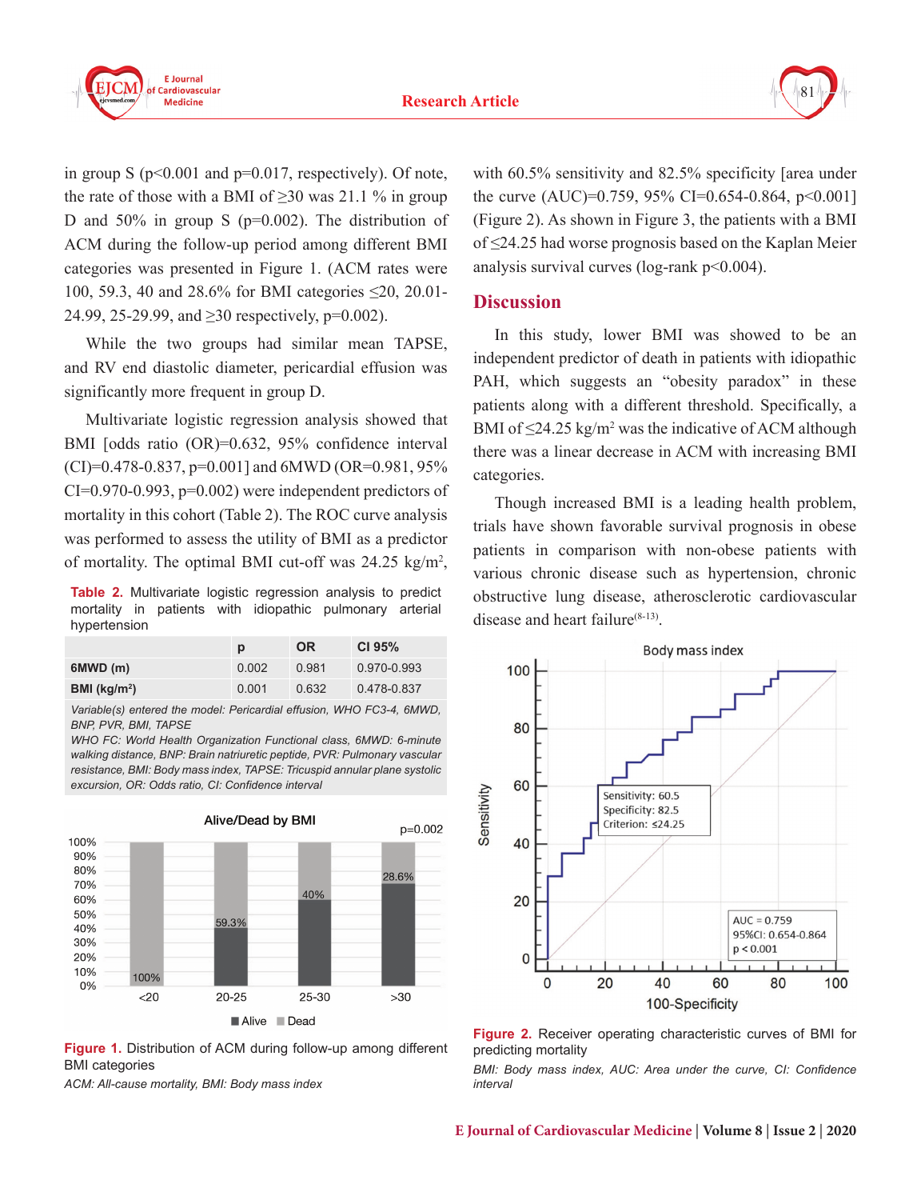in group S (p<0.001 and p=0.017, respectively). Of note, the rate of those with a BMI of ≥30 was 21.1 % in group D and 50% in group S (p=0.002). The distribution of ACM during the follow-up period among different BMI categories was presented in Figure 1. (ACM rates were 100, 59.3, 40 and 28.6% for BMI categories ≤20, 20.01-24.99, 25-29.99, and ≥30 respectively, p=0.002).

While the two groups had similar mean TAPSE, and RV end diastolic diameter, pericardial effusion was significantly more frequent in group D.

Multivariate logistic regression analysis showed that BMI [odds ratio (OR)=0.632, 95% confidence interval (CI)=0.478-0.837, p=0.001] and 6MWD (OR=0.981, 95% CI=0.970-0.993, p=0.002) were independent predictors of mortality in this cohort (Table 2). The ROC curve analysis was performed to assess the utility of BMI as a predictor of mortality. The optimal BMI cut-off was 24.25 kg/m$^2$, with 60.5% sensitivity and 82.5% specificity [area under the curve (AUC)=0.759, 95% CI=0.654-0.864, p<0.001] (Figure 2). As shown in Figure 3, the patients with a BMI of ≤24.25 had worse prognosis based on the Kaplan Meier analysis survival curves (log-rank p<0.004).

**Table 2.** Multivariate logistic regression analysis to predict mortality in patients with idiopathic pulmonary arterial hypertension

| | p | OR | CI 95% |
|---|---|---|---|
| **6MWD (m)** | 0.002 | 0.981 | 0.970-0.993 |
| **BMI (kg/m$^2$)** | 0.001 | 0.632 | 0.478-0.837 |

*Variable(s) entered the model: Pericardial effusion, WHO FC3-4, 6MWD, BNP, PVR, BMI, TAPSE*
*WHO FC: World Health Organization Functional class, 6MWD: 6-minute walking distance, BNP: Brain natriuretic peptide, PVR: Pulmonary vascular resistance, BMI: Body mass index, TAPSE: Tricuspid annular plane systolic excursion, OR: Odds ratio, CI: Confidence interval*

Alive/Dead by BMI
p=0.002
100%
90%
80%
70%
60%
50%
40%
30%
20%
10%
0%
100%
59.3%
40%
28.6%
<20
20-25
25-30
>30
Alive
Dead

**Figure 1.** Distribution of ACM during follow-up among different BMI categories
*ACM: All-cause mortality, BMI: Body mass index*

## Discussion

In this study, lower BMI was showed to be an independent predictor of death in patients with idiopathic PAH, which suggests an "obesity paradox" in these patients along with a different threshold. Specifically, a BMI of ≤24.25 kg/m$^2$ was the indicative of ACM although there was a linear decrease in ACM with increasing BMI categories.

Though increased BMI is a leading health problem, trials have shown favorable survival prognosis in obese patients in comparison with non-obese patients with various chronic disease such as hypertension, chronic obstructive lung disease, atherosclerotic cardiovascular disease and heart failure[8-13].

Body mass index
Sensitivity
100-Specificity
0
20
40
60
80
100
Sensitivity: 60.5
Specificity: 82.5
Criterion: ≤24.25
AUC = 0.759
95%CI: 0.654-0.864
p < 0.001

**Figure 2.** Receiver operating characteristic curves of BMI for predicting mortality
*BMI: Body mass index, AUC: Area under the curve, CI: Confidence interval*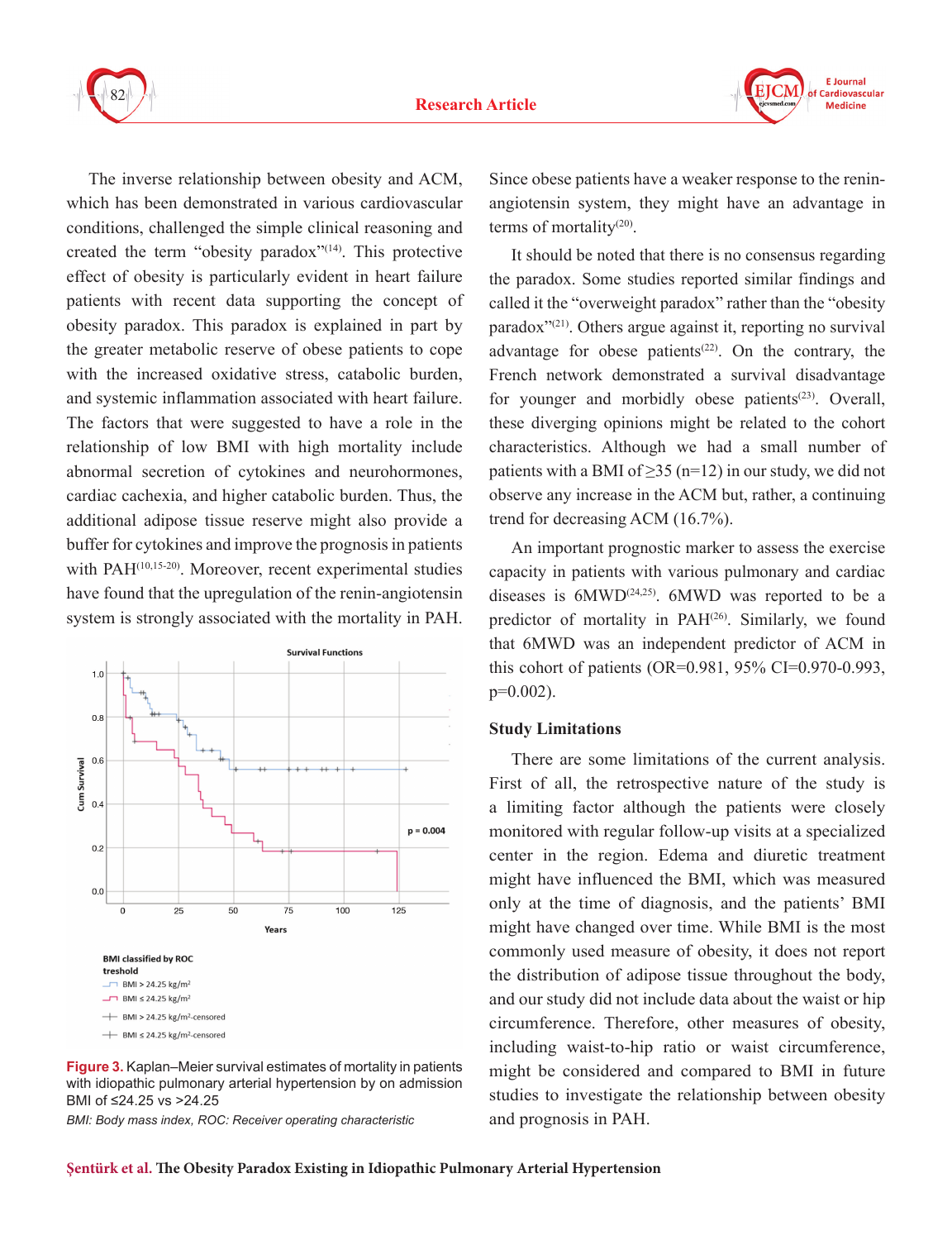The inverse relationship between obesity and ACM, which has been demonstrated in various cardiovascular conditions, challenged the simple clinical reasoning and created the term "obesity paradox"[14]. This protective effect of obesity is particularly evident in heart failure patients with recent data supporting the concept of obesity paradox. This paradox is explained in part by the greater metabolic reserve of obese patients to cope with the increased oxidative stress, catabolic burden, and systemic inflammation associated with heart failure. The factors that were suggested to have a role in the relationship of low BMI with high mortality include abnormal secretion of cytokines and neurohormones, cardiac cachexia, and higher catabolic burden. Thus, the additional adipose tissue reserve might also provide a buffer for cytokines and improve the prognosis in patients with PAH[10,15-20]. Moreover, recent experimental studies have found that the upregulation of the renin-angiotensin system is strongly associated with the mortality in PAH.

Survival Functions

Cum Survival

1.0
0.8
0.6
0.4
0.2
0.0

0
25
50
75
100
125

Years

p = 0.004

BMI classified by ROC treshold

BMI > 24.25 kg/m²

BMI ≤ 24.25 kg/m²

BMI > 24.25 kg/m²-censored

BMI ≤ 24.25 kg/m²-censored

**Figure 3.** Kaplan–Meier survival estimates of mortality in patients with idiopathic pulmonary arterial hypertension by on admission BMI of ≤24.25 vs >24.25

*BMI: Body mass index, ROC: Receiver operating characteristic*

Since obese patients have a weaker response to the renin-angiotensin system, they might have an advantage in terms of mortality[20].

It should be noted that there is no consensus regarding the paradox. Some studies reported similar findings and called it the "overweight paradox" rather than the "obesity paradox"[21]. Others argue against it, reporting no survival advantage for obese patients[22]. On the contrary, the French network demonstrated a survival disadvantage for younger and morbidly obese patients[23]. Overall, these diverging opinions might be related to the cohort characteristics. Although we had a small number of patients with a BMI of ≥35 (n=12) in our study, we did not observe any increase in the ACM but, rather, a continuing trend for decreasing ACM (16.7%).

An important prognostic marker to assess the exercise capacity in patients with various pulmonary and cardiac diseases is 6MWD[24,25]. 6MWD was reported to be a predictor of mortality in PAH[26]. Similarly, we found that 6MWD was an independent predictor of ACM in this cohort of patients (OR=0.981, 95% CI=0.970-0.993, $p=0.002$).

### Study Limitations

There are some limitations of the current analysis. First of all, the retrospective nature of the study is a limiting factor although the patients were closely monitored with regular follow-up visits at a specialized center in the region. Edema and diuretic treatment might have influenced the BMI, which was measured only at the time of diagnosis, and the patients' BMI might have changed over time. While BMI is the most commonly used measure of obesity, it does not report the distribution of adipose tissue throughout the body, and our study did not include data about the waist or hip circumference. Therefore, other measures of obesity, including waist-to-hip ratio or waist circumference, might be considered and compared to BMI in future studies to investigate the relationship between obesity and prognosis in PAH.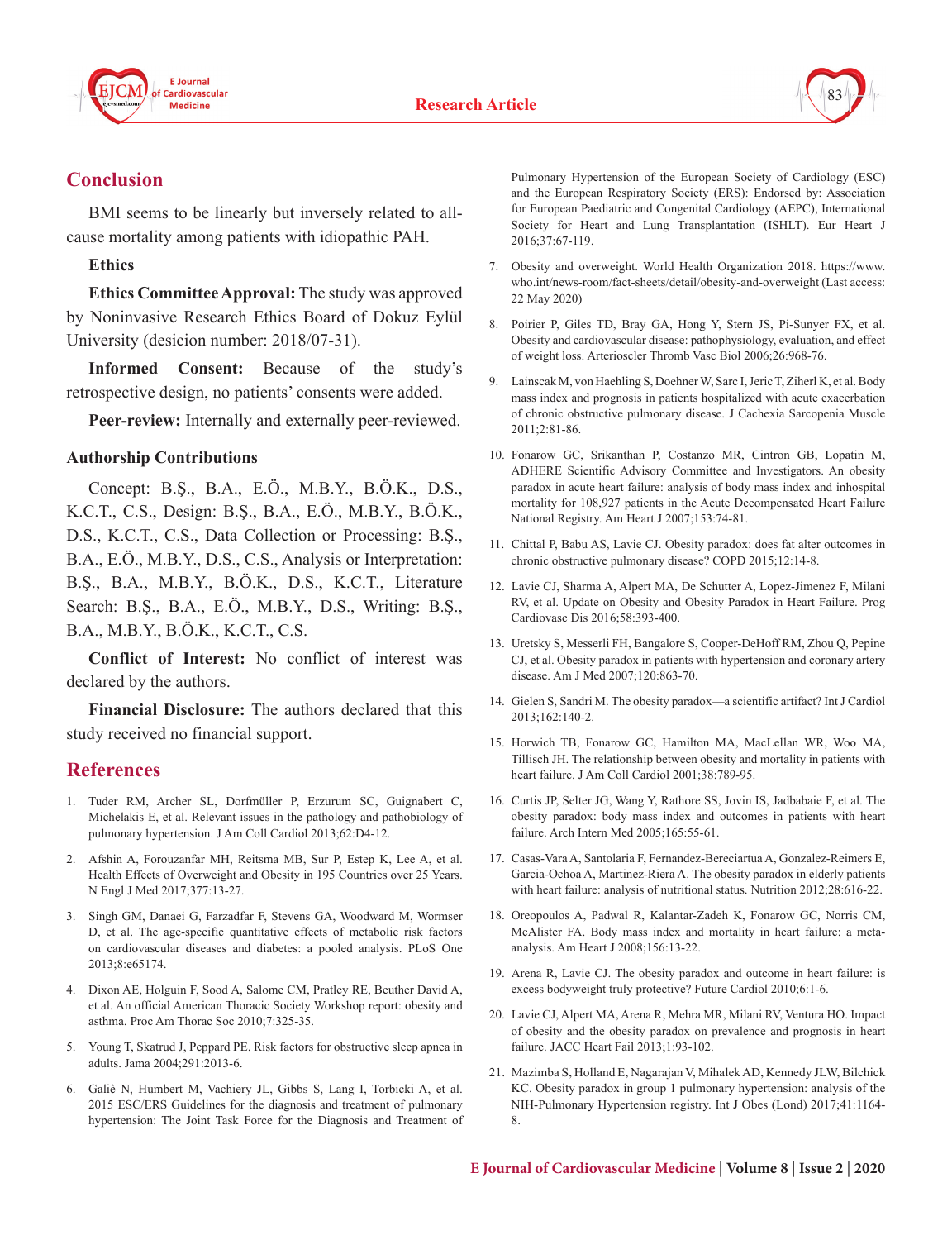## Conclusion

BMI seems to be linearly but inversely related to all-cause mortality among patients with idiopathic PAH.

### Ethics

**Ethics Committee Approval:** The study was approved by Noninvasive Research Ethics Board of Dokuz Eylül University (desicion number: 2018/07-31).

**Informed Consent:** Because of the study's retrospective design, no patients' consents were added.

**Peer-review:** Internally and externally peer-reviewed.

### Authorship Contributions

Concept: B.Ş., B.A., E.Ö., M.B.Y., B.Ö.K., D.S., K.C.T., C.S., Design: B.Ş., B.A., E.Ö., M.B.Y., B.Ö.K., D.S., K.C.T., C.S., Data Collection or Processing: B.Ş., B.A., E.Ö., M.B.Y., D.S., C.S., Analysis or Interpretation: B.Ş., B.A., M.B.Y., B.Ö.K., D.S., K.C.T., Literature Search: B.Ş., B.A., E.Ö., M.B.Y., D.S., Writing: B.Ş., B.A., M.B.Y., B.Ö.K., K.C.T., C.S.

**Conflict of Interest:** No conflict of interest was declared by the authors.

**Financial Disclosure:** The authors declared that this study received no financial support.

## References

1. Tuder RM, Archer SL, Dorfmüller P, Erzurum SC, Guignabert C, Michelakis E, et al. Relevant issues in the pathology and pathobiology of pulmonary hypertension. J Am Coll Cardiol 2013;62:D4-12.
2. Afshin A, Forouzanfar MH, Reitsma MB, Sur P, Estep K, Lee A, et al. Health Effects of Overweight and Obesity in 195 Countries over 25 Years. N Engl J Med 2017;377:13-27.
3. Singh GM, Danaei G, Farzadfar F, Stevens GA, Woodward M, Wormser D, et al. The age-specific quantitative effects of metabolic risk factors on cardiovascular diseases and diabetes: a pooled analysis. PLoS One 2013;8:e65174.
4. Dixon AE, Holguin F, Sood A, Salome CM, Pratley RE, Beuther David A, et al. An official American Thoracic Society Workshop report: obesity and asthma. Proc Am Thorac Soc 2010;7:325-35.
5. Young T, Skatrud J, Peppard PE. Risk factors for obstructive sleep apnea in adults. Jama 2004;291:2013-6.
6. Galiè N, Humbert M, Vachiery JL, Gibbs S, Lang I, Torbicki A, et al. 2015 ESC/ERS Guidelines for the diagnosis and treatment of pulmonary hypertension: The Joint Task Force for the Diagnosis and Treatment of Pulmonary Hypertension of the European Society of Cardiology (ESC) and the European Respiratory Society (ERS): Endorsed by: Association for European Paediatric and Congenital Cardiology (AEPC), International Society for Heart and Lung Transplantation (ISHLT). Eur Heart J 2016;37:67-119.
7. Obesity and overweight. World Health Organization 2018. https://www.who.int/news-room/fact-sheets/detail/obesity-and-overweight (Last access: 22 May 2020)
8. Poirier P, Giles TD, Bray GA, Hong Y, Stern JS, Pi-Sunyer FX, et al. Obesity and cardiovascular disease: pathophysiology, evaluation, and effect of weight loss. Arterioscler Thromb Vasc Biol 2006;26:968-76.
9. Lainscak M, von Haehling S, Doehner W, Sarc I, Jeric T, Ziherl K, et al. Body mass index and prognosis in patients hospitalized with acute exacerbation of chronic obstructive pulmonary disease. J Cachexia Sarcopenia Muscle 2011;2:81-86.
10. Fonarow GC, Srikanthan P, Costanzo MR, Cintron GB, Lopatin M, ADHERE Scientific Advisory Committee and Investigators. An obesity paradox in acute heart failure: analysis of body mass index and inhospital mortality for 108,927 patients in the Acute Decompensated Heart Failure National Registry. Am Heart J 2007;153:74-81.
11. Chittal P, Babu AS, Lavie CJ. Obesity paradox: does fat alter outcomes in chronic obstructive pulmonary disease? COPD 2015;12:14-8.
12. Lavie CJ, Sharma A, Alpert MA, De Schutter A, Lopez-Jimenez F, Milani RV, et al. Update on Obesity and Obesity Paradox in Heart Failure. Prog Cardiovasc Dis 2016;58:393-400.
13. Uretsky S, Messerli FH, Bangalore S, Cooper-DeHoff RM, Zhou Q, Pepine CJ, et al. Obesity paradox in patients with hypertension and coronary artery disease. Am J Med 2007;120:863-70.
14. Gielen S, Sandri M. The obesity paradox—a scientific artifact? Int J Cardiol 2013;162:140-2.
15. Horwich TB, Fonarow GC, Hamilton MA, MacLellan WR, Woo MA, Tillisch JH. The relationship between obesity and mortality in patients with heart failure. J Am Coll Cardiol 2001;38:789-95.
16. Curtis JP, Selter JG, Wang Y, Rathore SS, Jovin IS, Jadbabaie F, et al. The obesity paradox: body mass index and outcomes in patients with heart failure. Arch Intern Med 2005;165:55-61.
17. Casas-Vara A, Santolaria F, Fernandez-Bereciartua A, Gonzalez-Reimers E, Garcia-Ochoa A, Martinez-Riera A. The obesity paradox in elderly patients with heart failure: analysis of nutritional status. Nutrition 2012;28:616-22.
18. Oreopoulos A, Padwal R, Kalantar-Zadeh K, Fonarow GC, Norris CM, McAlister FA. Body mass index and mortality in heart failure: a meta-analysis. Am Heart J 2008;156:13-22.
19. Arena R, Lavie CJ. The obesity paradox and outcome in heart failure: is excess bodyweight truly protective? Future Cardiol 2010;6:1-6.
20. Lavie CJ, Alpert MA, Arena R, Mehra MR, Milani RV, Ventura HO. Impact of obesity and the obesity paradox on prevalence and prognosis in heart failure. JACC Heart Fail 2013;1:93-102.
21. Mazimba S, Holland E, Nagarajan V, Mihalek AD, Kennedy JLW, Bilchick KC. Obesity paradox in group 1 pulmonary hypertension: analysis of the NIH-Pulmonary Hypertension registry. Int J Obes (Lond) 2017;41:1164-8.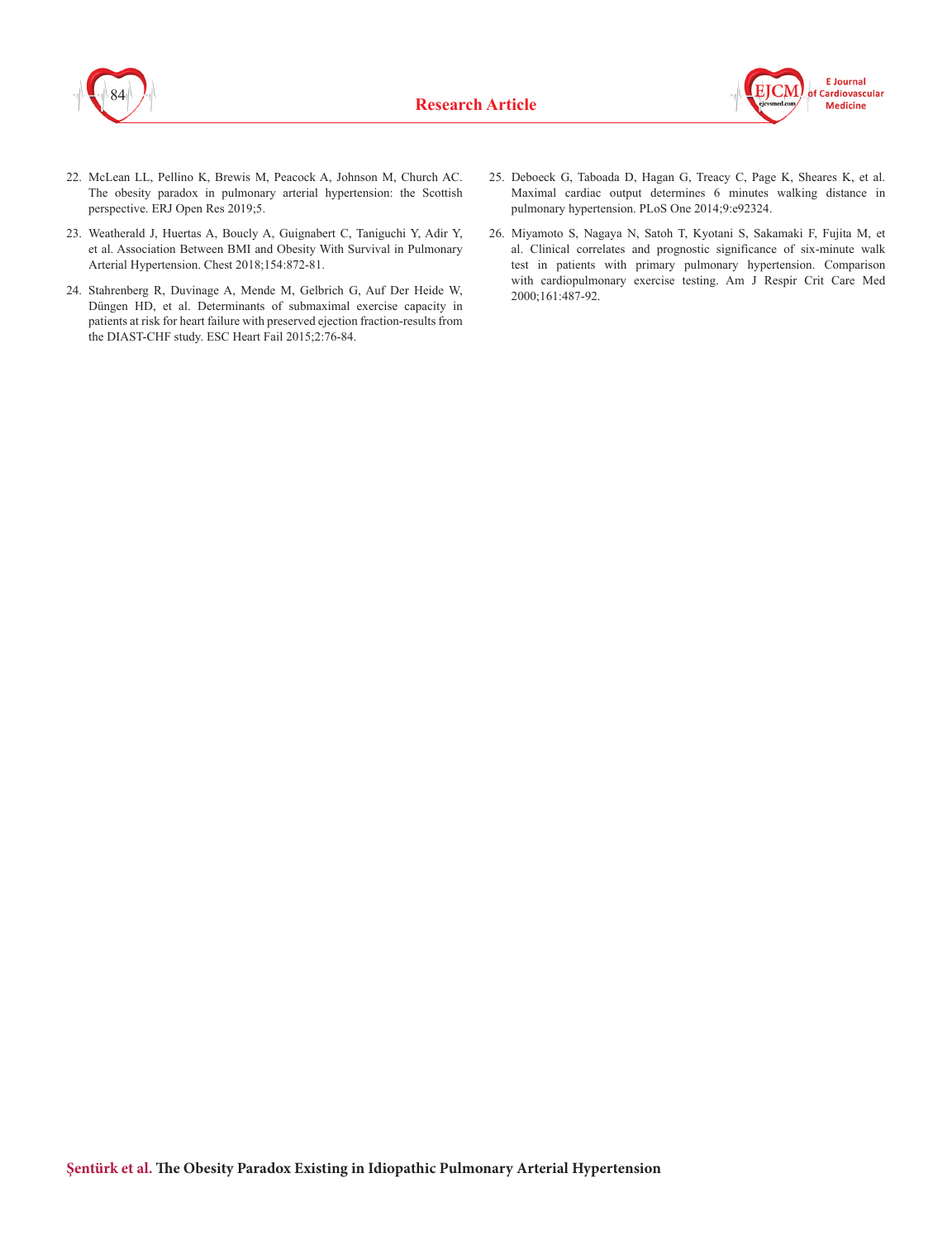22. McLean LL, Pellino K, Brewis M, Peacock A, Johnson M, Church AC. The obesity paradox in pulmonary arterial hypertension: the Scottish perspective. ERJ Open Res 2019;5.
23. Weatherald J, Huertas A, Boucly A, Guignabert C, Taniguchi Y, Adir Y, et al. Association Between BMI and Obesity With Survival in Pulmonary Arterial Hypertension. Chest 2018;154:872-81.
24. Stahrenberg R, Duvinage A, Mende M, Gelbrich G, Auf Der Heide W, Düngen HD, et al. Determinants of submaximal exercise capacity in patients at risk for heart failure with preserved ejection fraction-results from the DIAST-CHF study. ESC Heart Fail 2015;2:76-84.
25. Deboeck G, Taboada D, Hagan G, Treacy C, Page K, Sheares K, et al. Maximal cardiac output determines 6 minutes walking distance in pulmonary hypertension. PLoS One 2014;9:e92324.
26. Miyamoto S, Nagaya N, Satoh T, Kyotani S, Sakamaki F, Fujita M, et al. Clinical correlates and prognostic significance of six-minute walk test in patients with primary pulmonary hypertension. Comparison with cardiopulmonary exercise testing. Am J Respir Crit Care Med 2000;161:487-92.